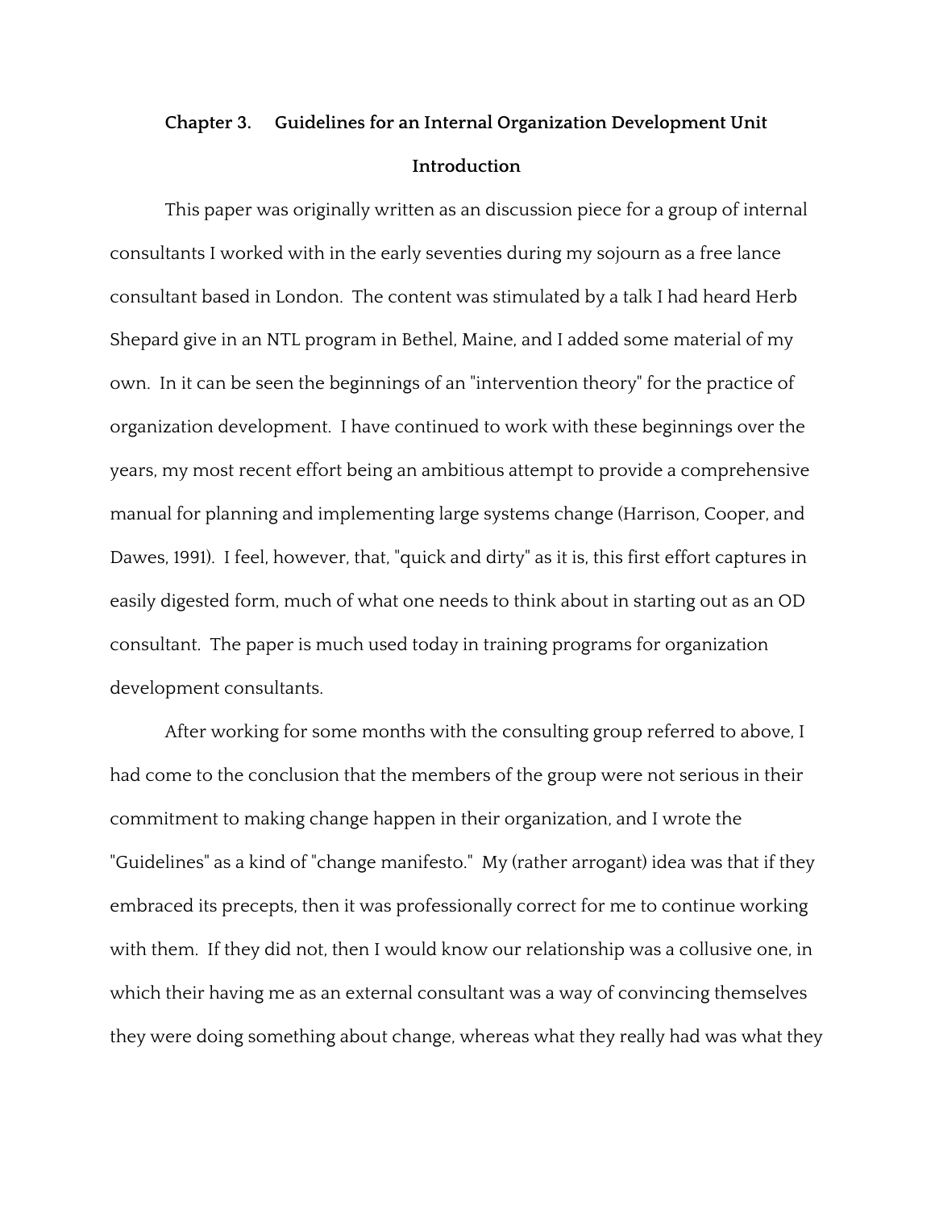# Chapter 3. Guidelines for an Internal Organization Development Unit

## Introduction

This paper was originally written as an discussion piece for a group of internal consultants I worked with in the early seventies during my sojourn as a free lance consultant based in London. The content was stimulated by a talk I had heard Herb Shepard give in an NTL program in Bethel, Maine, and I added some material of my own. In it can be seen the beginnings of an "intervention theory" for the practice of organization development. I have continued to work with these beginnings over the years, my most recent effort being an ambitious attempt to provide a comprehensive manual for planning and implementing large systems change (Harrison, Cooper, and Dawes, 1991). I feel, however, that, "quick and dirty" as it is, this first effort captures in easily digested form, much of what one needs to think about in starting out as an OD consultant. The paper is much used today in training programs for organization development consultants.

After working for some months with the consulting group referred to above, I had come to the conclusion that the members of the group were not serious in their commitment to making change happen in their organization, and I wrote the "Guidelines" as a kind of "change manifesto." My (rather arrogant) idea was that if they embraced its precepts, then it was professionally correct for me to continue working with them. If they did not, then I would know our relationship was a collusive one, in which their having me as an external consultant was a way of convincing themselves they were doing something about change, whereas what they really had was what they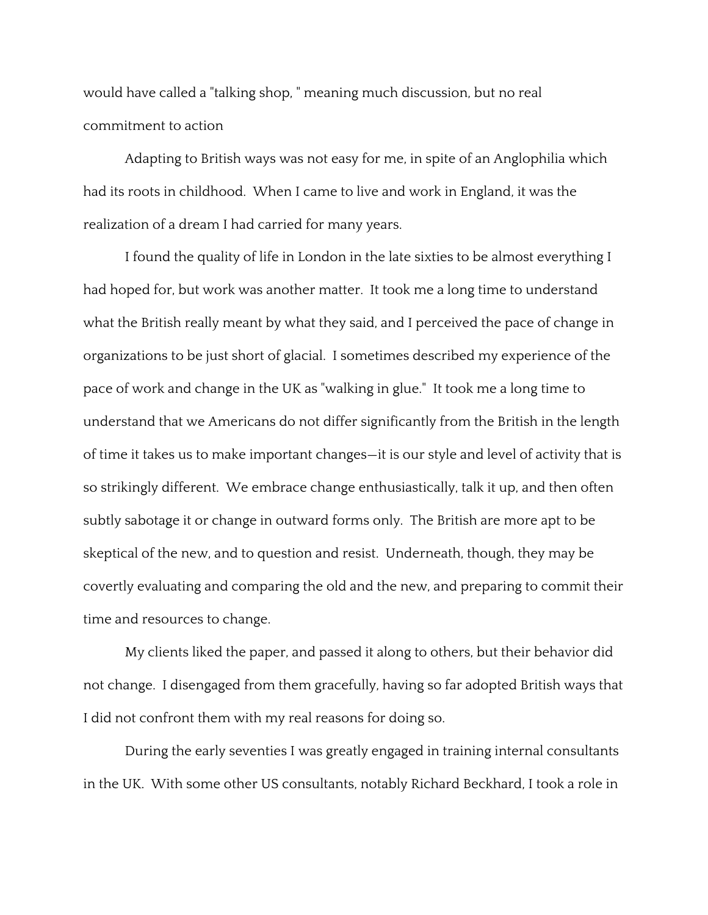would have called a "talking shop, " meaning much discussion, but no real commitment to action

Adapting to British ways was not easy for me, in spite of an Anglophilia which had its roots in childhood. When I came to live and work in England, it was the realization of a dream I had carried for many years.

I found the quality of life in London in the late sixties to be almost everything I had hoped for, but work was another matter. It took me a long time to understand what the British really meant by what they said, and I perceived the pace of change in organizations to be just short of glacial. I sometimes described my experience of the pace of work and change in the UK as "walking in glue." It took me a long time to understand that we Americans do not differ significantly from the British in the length of time it takes us to make important changes—it is our style and level of activity that is so strikingly different. We embrace change enthusiastically, talk it up, and then often subtly sabotage it or change in outward forms only. The British are more apt to be skeptical of the new, and to question and resist. Underneath, though, they may be covertly evaluating and comparing the old and the new, and preparing to commit their time and resources to change.

My clients liked the paper, and passed it along to others, but their behavior did not change. I disengaged from them gracefully, having so far adopted British ways that I did not confront them with my real reasons for doing so.

During the early seventies I was greatly engaged in training internal consultants in the UK. With some other US consultants, notably Richard Beckhard, I took a role in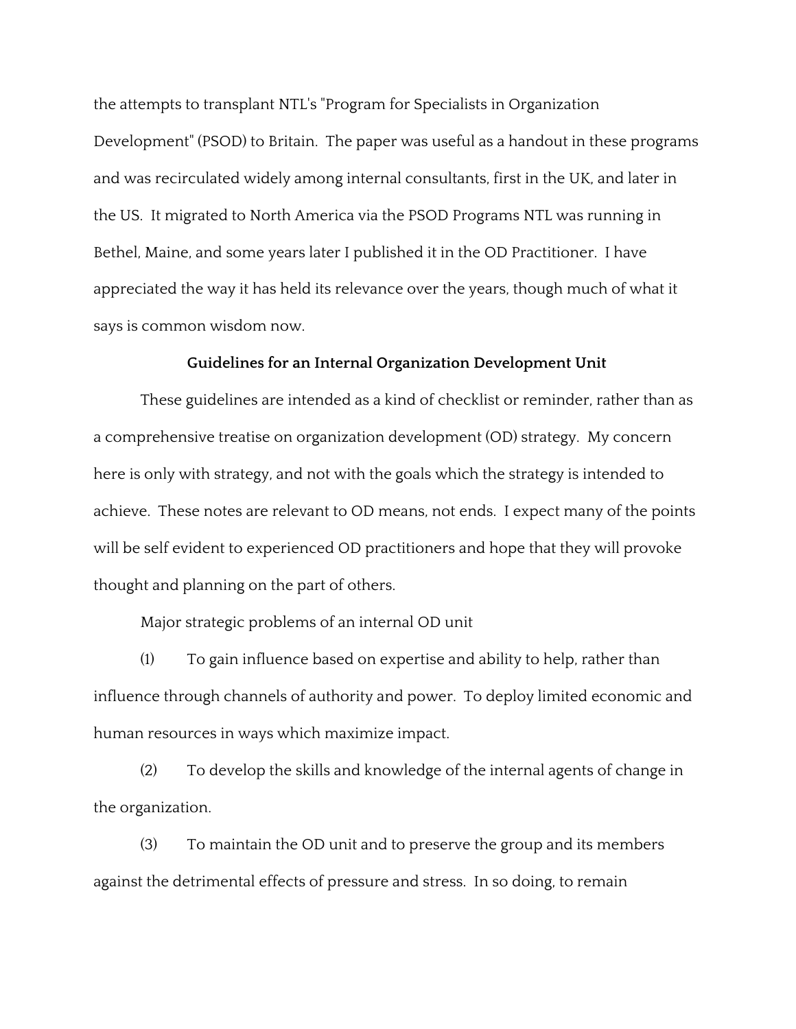the attempts to transplant NTL's "Program for Specialists in Organization Development" (PSOD) to Britain. The paper was useful as a handout in these programs and was recirculated widely among internal consultants, first in the UK, and later in the US. It migrated to North America via the PSOD Programs NTL was running in Bethel, Maine, and some years later I published it in the OD Practitioner. I have appreciated the way it has held its relevance over the years, though much of what it says is common wisdom now.

## Guidelines for an Internal Organization Development Unit

These guidelines are intended as a kind of checklist or reminder, rather than as a comprehensive treatise on organization development (OD) strategy. My concern here is only with strategy, and not with the goals which the strategy is intended to achieve. These notes are relevant to OD means, not ends. I expect many of the points will be self evident to experienced OD practitioners and hope that they will provoke thought and planning on the part of others.

Major strategic problems of an internal OD unit

(1) To gain influence based on expertise and ability to help, rather than influence through channels of authority and power. To deploy limited economic and human resources in ways which maximize impact.

(2) To develop the skills and knowledge of the internal agents of change in the organization.

(3) To maintain the OD unit and to preserve the group and its members against the detrimental effects of pressure and stress. In so doing, to remain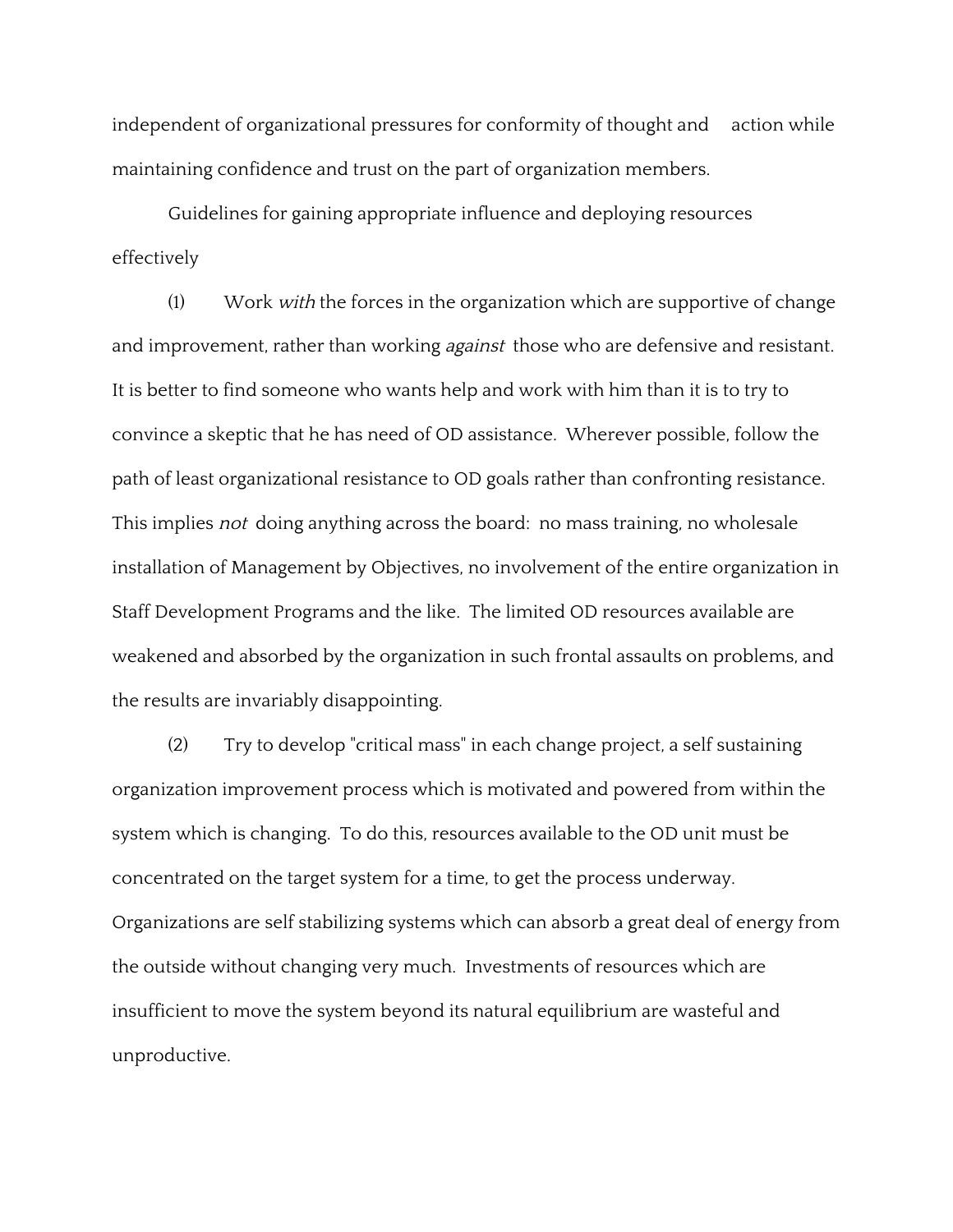independent of organizational pressures for conformity of thought and action while maintaining confidence and trust on the part of organization members.

Guidelines for gaining appropriate influence and deploying resources effectively

(1) Work *with* the forces in the organization which are supportive of change and improvement, rather than working *against* those who are defensive and resistant. It is better to find someone who wants help and work with him than it is to try to convince a skeptic that he has need of OD assistance. Wherever possible, follow the path of least organizational resistance to OD goals rather than confronting resistance. This implies *not* doing anything across the board: no mass training, no wholesale installation of Management by Objectives, no involvement of the entire organization in Staff Development Programs and the like. The limited OD resources available are weakened and absorbed by the organization in such frontal assaults on problems, and the results are invariably disappointing.

(2) Try to develop "critical mass" in each change project, a self sustaining organization improvement process which is motivated and powered from within the system which is changing. To do this, resources available to the OD unit must be concentrated on the target system for a time, to get the process underway. Organizations are self stabilizing systems which can absorb a great deal of energy from the outside without changing very much. Investments of resources which are insufficient to move the system beyond its natural equilibrium are wasteful and unproductive.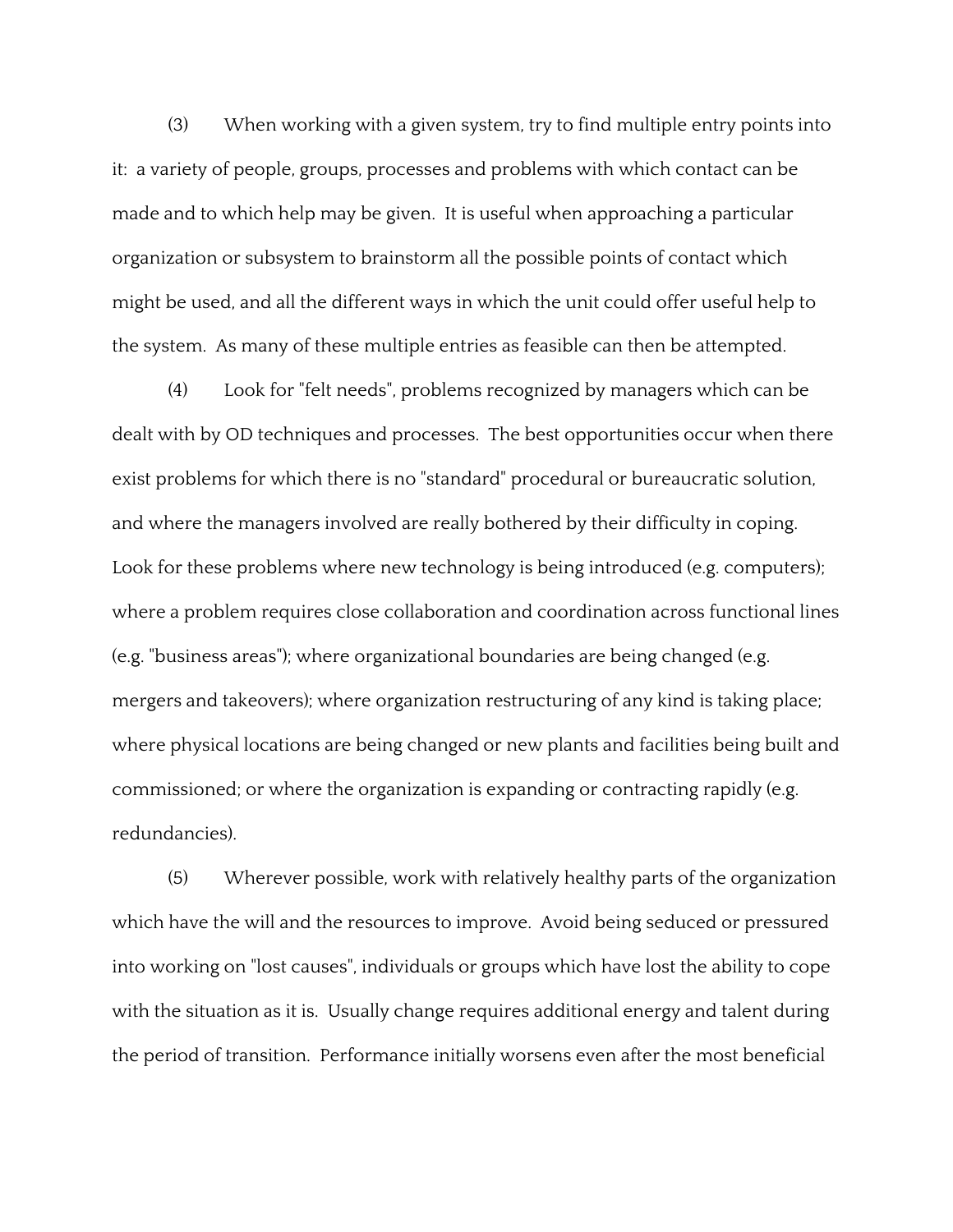(3) When working with a given system, try to find multiple entry points into it: a variety of people, groups, processes and problems with which contact can be made and to which help may be given. It is useful when approaching a particular organization or subsystem to brainstorm all the possible points of contact which might be used, and all the different ways in which the unit could offer useful help to the system. As many of these multiple entries as feasible can then be attempted.

(4) Look for "felt needs", problems recognized by managers which can be dealt with by OD techniques and processes. The best opportunities occur when there exist problems for which there is no "standard" procedural or bureaucratic solution, and where the managers involved are really bothered by their difficulty in coping. Look for these problems where new technology is being introduced (e.g. computers); where a problem requires close collaboration and coordination across functional lines (e.g. "business areas"); where organizational boundaries are being changed (e.g. mergers and takeovers); where organization restructuring of any kind is taking place; where physical locations are being changed or new plants and facilities being built and commissioned; or where the organization is expanding or contracting rapidly (e.g. redundancies).

(5) Wherever possible, work with relatively healthy parts of the organization which have the will and the resources to improve. Avoid being seduced or pressured into working on "lost causes", individuals or groups which have lost the ability to cope with the situation as it is. Usually change requires additional energy and talent during the period of transition. Performance initially worsens even after the most beneficial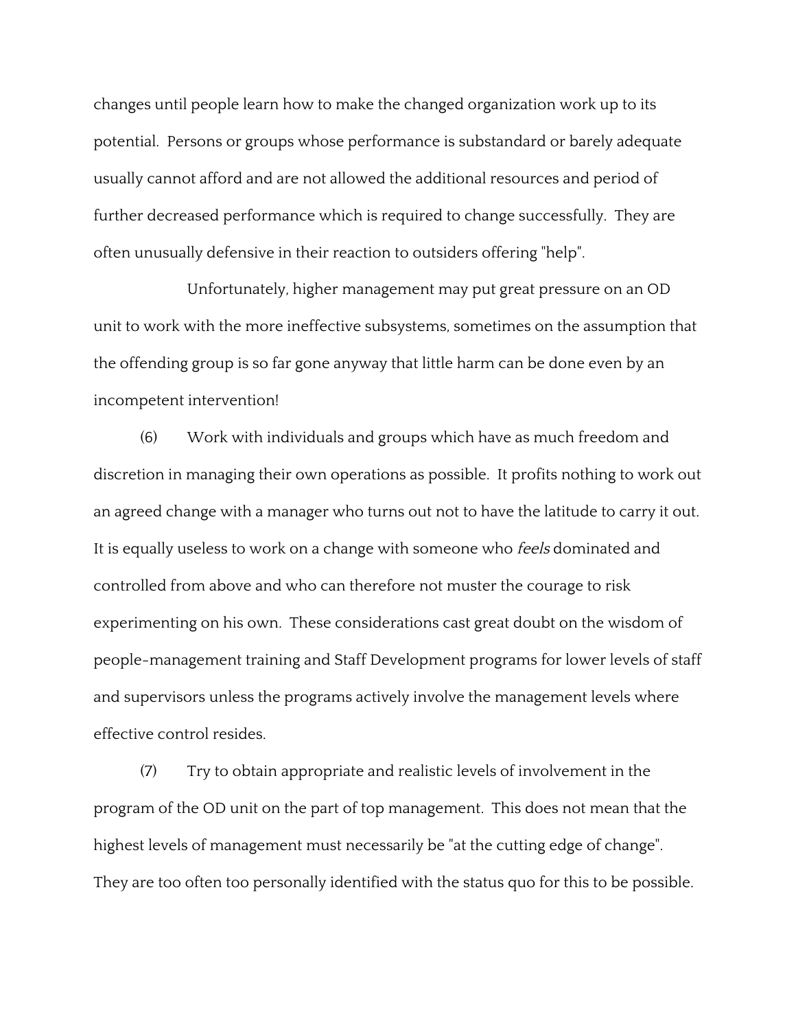changes until people learn how to make the changed organization work up to its potential. Persons or groups whose performance is substandard or barely adequate usually cannot afford and are not allowed the additional resources and period of further decreased performance which is required to change successfully. They are often unusually defensive in their reaction to outsiders offering "help".

Unfortunately, higher management may put great pressure on an OD unit to work with the more ineffective subsystems, sometimes on the assumption that the offending group is so far gone anyway that little harm can be done even by an incompetent intervention!

(6) Work with individuals and groups which have as much freedom and discretion in managing their own operations as possible. It profits nothing to work out an agreed change with a manager who turns out not to have the latitude to carry it out. It is equally useless to work on a change with someone who *feels* dominated and controlled from above and who can therefore not muster the courage to risk experimenting on his own. These considerations cast great doubt on the wisdom of people-management training and Staff Development programs for lower levels of staff and supervisors unless the programs actively involve the management levels where effective control resides.

(7) Try to obtain appropriate and realistic levels of involvement in the program of the OD unit on the part of top management. This does not mean that the highest levels of management must necessarily be "at the cutting edge of change". They are too often too personally identified with the status quo for this to be possible.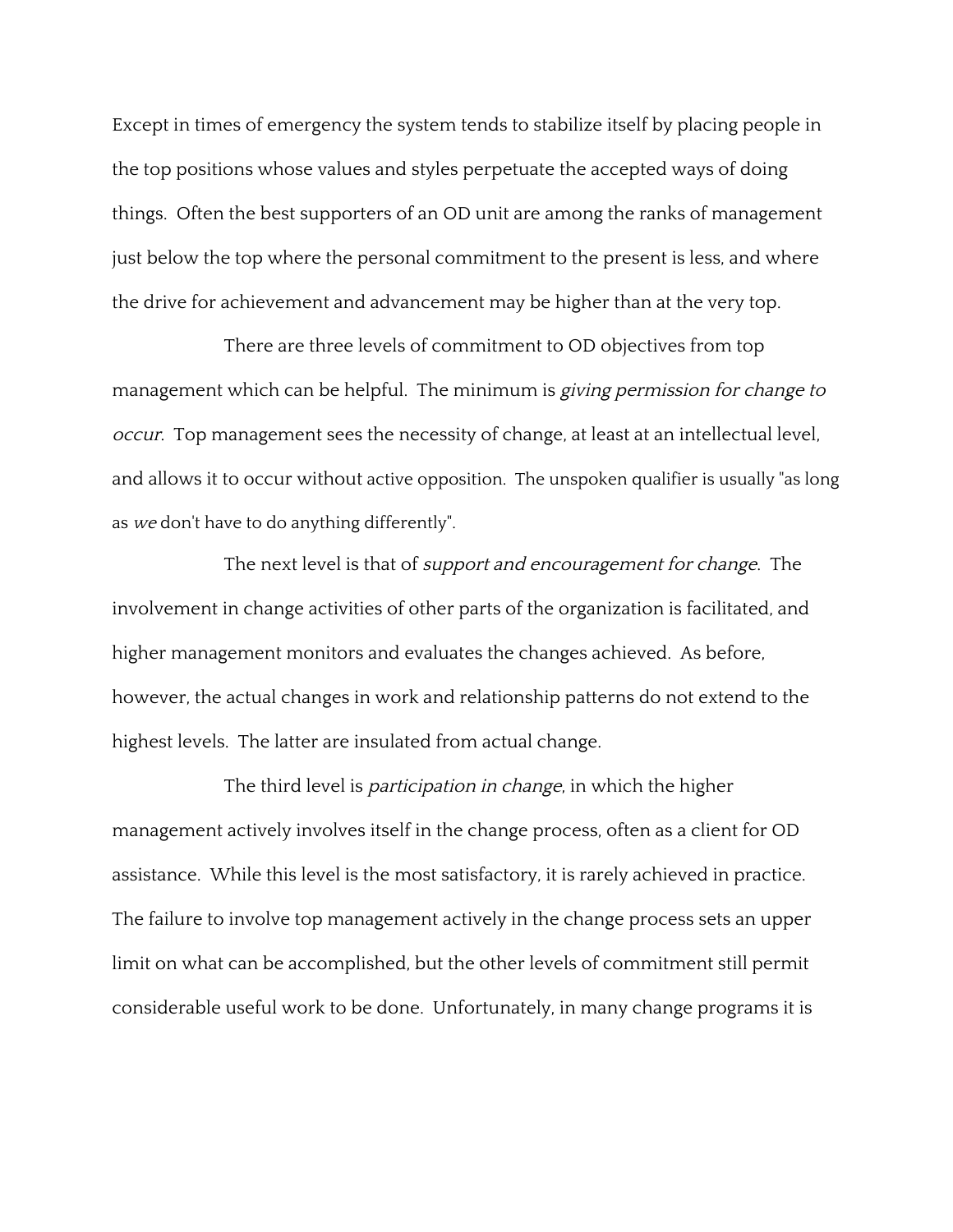Except in times of emergency the system tends to stabilize itself by placing people in the top positions whose values and styles perpetuate the accepted ways of doing things. Often the best supporters of an OD unit are among the ranks of management just below the top where the personal commitment to the present is less, and where the drive for achievement and advancement may be higher than at the very top.

There are three levels of commitment to OD objectives from top management which can be helpful. The minimum is *giving permission for change to occur*. Top management sees the necessity of change, at least at an intellectual level, and allows it to occur without active opposition. The unspoken qualifier is usually "as long as *we* don't have to do anything differently".

The next level is that of *support and encouragement for change*. The involvement in change activities of other parts of the organization is facilitated, and higher management monitors and evaluates the changes achieved. As before, however, the actual changes in work and relationship patterns do not extend to the highest levels. The latter are insulated from actual change.

The third level is *participation in change*, in which the higher management actively involves itself in the change process, often as a client for OD assistance. While this level is the most satisfactory, it is rarely achieved in practice. The failure to involve top management actively in the change process sets an upper limit on what can be accomplished, but the other levels of commitment still permit considerable useful work to be done. Unfortunately, in many change programs it is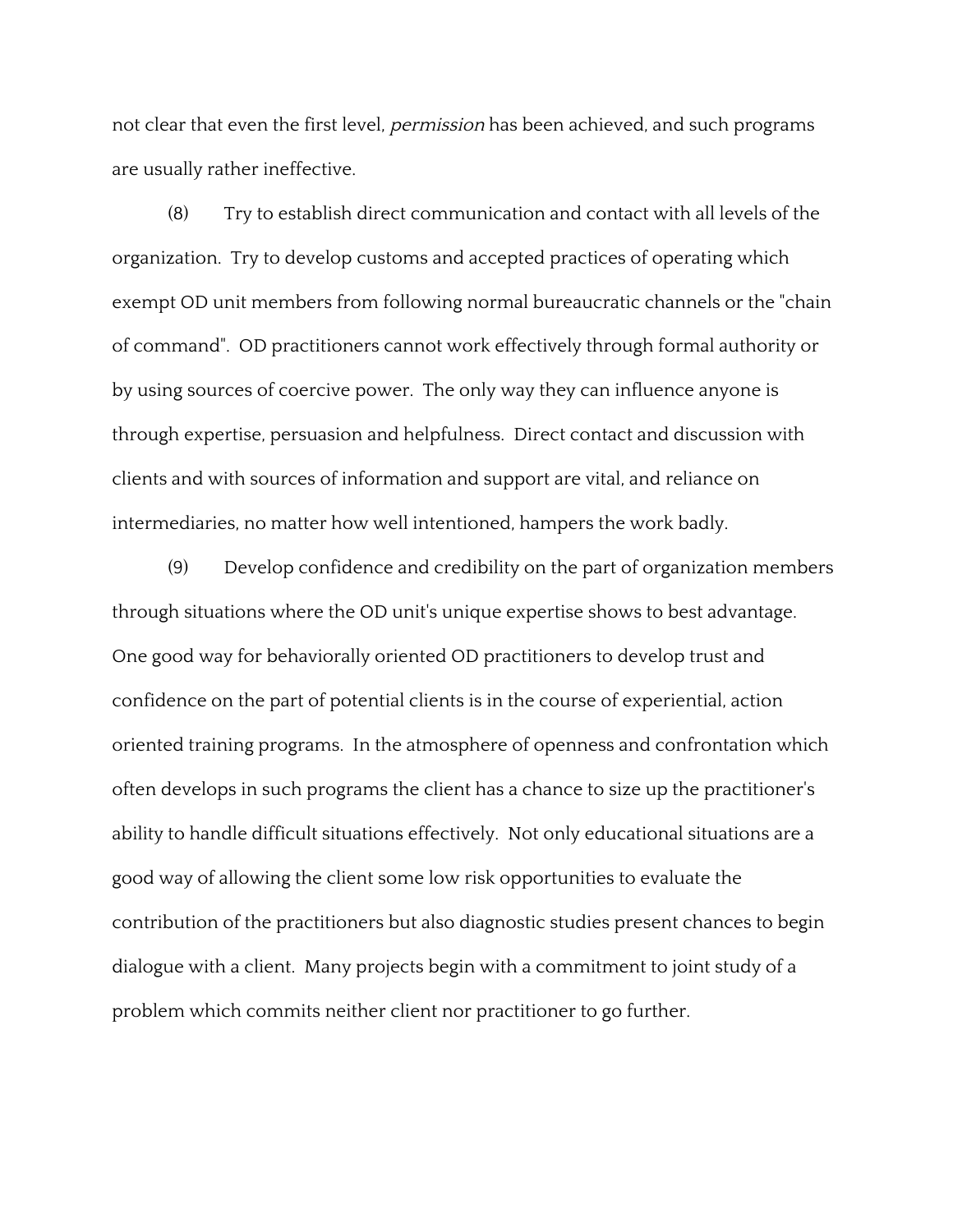not clear that even the first level, *permission* has been achieved, and such programs are usually rather ineffective.

(8) Try to establish direct communication and contact with all levels of the organization. Try to develop customs and accepted practices of operating which exempt OD unit members from following normal bureaucratic channels or the "chain of command". OD practitioners cannot work effectively through formal authority or by using sources of coercive power. The only way they can influence anyone is through expertise, persuasion and helpfulness. Direct contact and discussion with clients and with sources of information and support are vital, and reliance on intermediaries, no matter how well intentioned, hampers the work badly.

(9) Develop confidence and credibility on the part of organization members through situations where the OD unit's unique expertise shows to best advantage. One good way for behaviorally oriented OD practitioners to develop trust and confidence on the part of potential clients is in the course of experiential, action oriented training programs. In the atmosphere of openness and confrontation which often develops in such programs the client has a chance to size up the practitioner's ability to handle difficult situations effectively. Not only educational situations are a good way of allowing the client some low risk opportunities to evaluate the contribution of the practitioners but also diagnostic studies present chances to begin dialogue with a client. Many projects begin with a commitment to joint study of a problem which commits neither client nor practitioner to go further.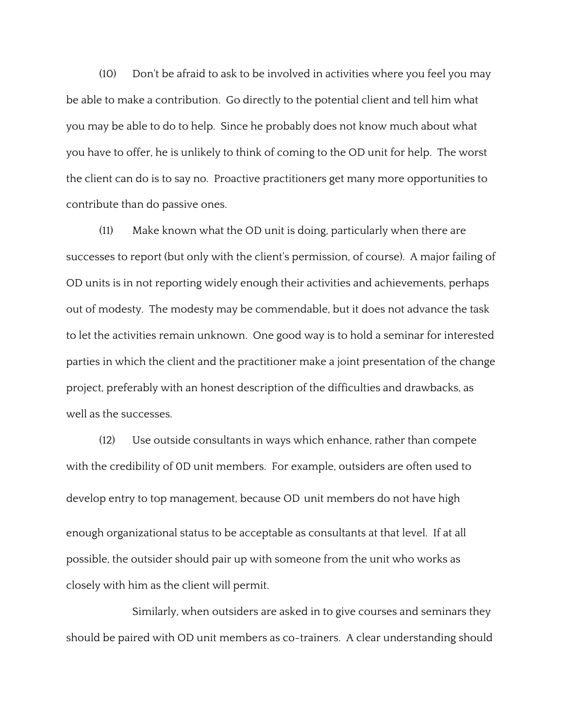(10) Don't be afraid to ask to be involved in activities where you feel you may be able to make a contribution. Go directly to the potential client and tell him what you may be able to do to help. Since he probably does not know much about what you have to offer, he is unlikely to think of coming to the OD unit for help. The worst the client can do is to say no. Proactive practitioners get many more opportunities to contribute than do passive ones.

(11) Make known what the OD unit is doing, particularly when there are successes to report (but only with the client's permission, of course). A major failing of OD units is in not reporting widely enough their activities and achievements, perhaps out of modesty. The modesty may be commendable, but it does not advance the task to let the activities remain unknown. One good way is to hold a seminar for interested parties in which the client and the practitioner make a joint presentation of the change project, preferably with an honest description of the difficulties and drawbacks, as well as the successes.

(12) Use outside consultants in ways which enhance, rather than compete with the credibility of 0D unit members. For example, outsiders are often used to develop entry to top management, because OD unit members do not have high enough organizational status to be acceptable as consultants at that level. If at all possible, the outsider should pair up with someone from the unit who works as closely with him as the client will permit.

Similarly, when outsiders are asked in to give courses and seminars they should be paired with OD unit members as co-trainers. A clear understanding should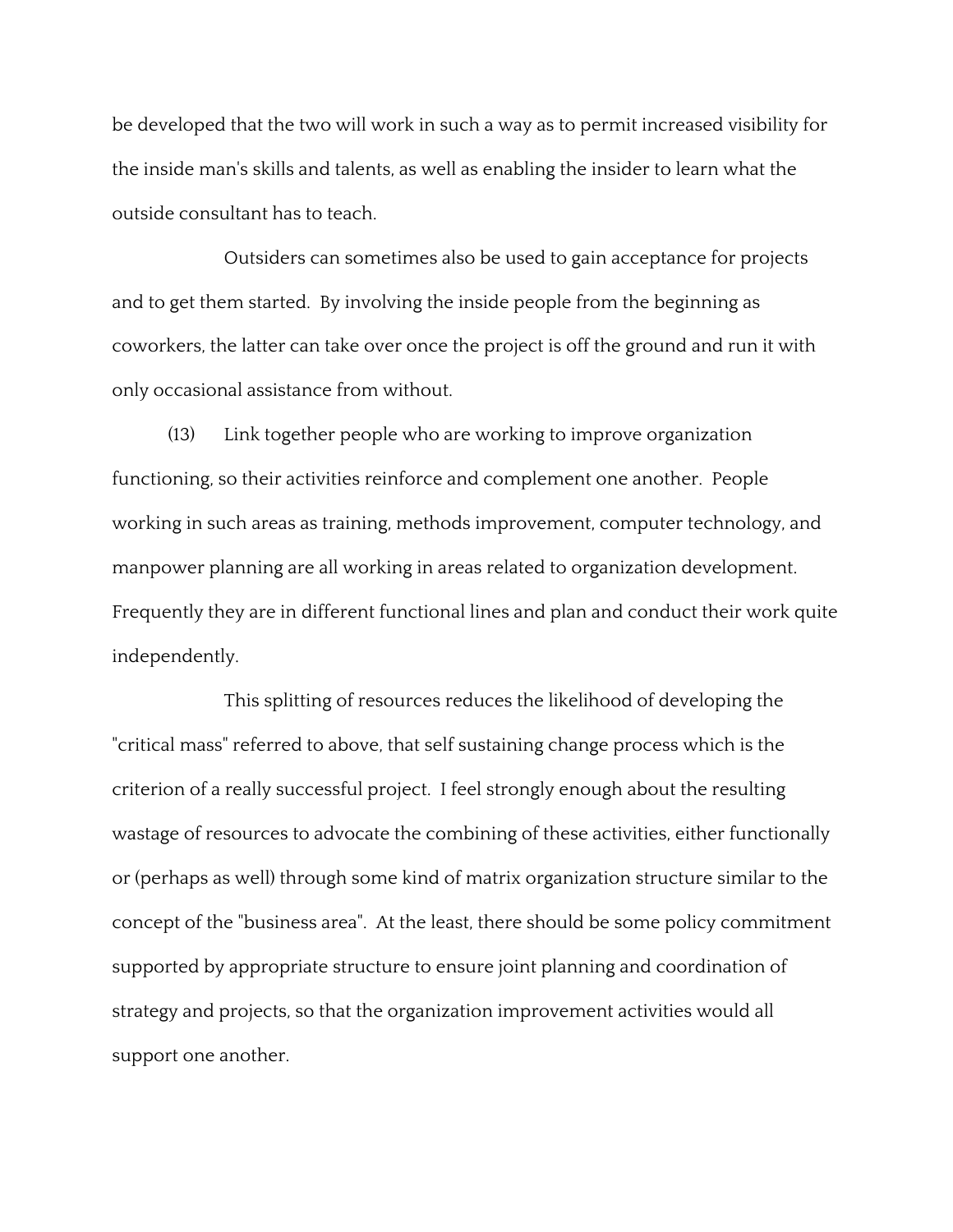be developed that the two will work in such a way as to permit increased visibility for the inside man's skills and talents, as well as enabling the insider to learn what the outside consultant has to teach.

Outsiders can sometimes also be used to gain acceptance for projects and to get them started. By involving the inside people from the beginning as coworkers, the latter can take over once the project is off the ground and run it with only occasional assistance from without.

(13) Link together people who are working to improve organization functioning, so their activities reinforce and complement one another. People working in such areas as training, methods improvement, computer technology, and manpower planning are all working in areas related to organization development. Frequently they are in different functional lines and plan and conduct their work quite independently.

This splitting of resources reduces the likelihood of developing the "critical mass" referred to above, that self sustaining change process which is the criterion of a really successful project. I feel strongly enough about the resulting wastage of resources to advocate the combining of these activities, either functionally or (perhaps as well) through some kind of matrix organization structure similar to the concept of the "business area". At the least, there should be some policy commitment supported by appropriate structure to ensure joint planning and coordination of strategy and projects, so that the organization improvement activities would all support one another.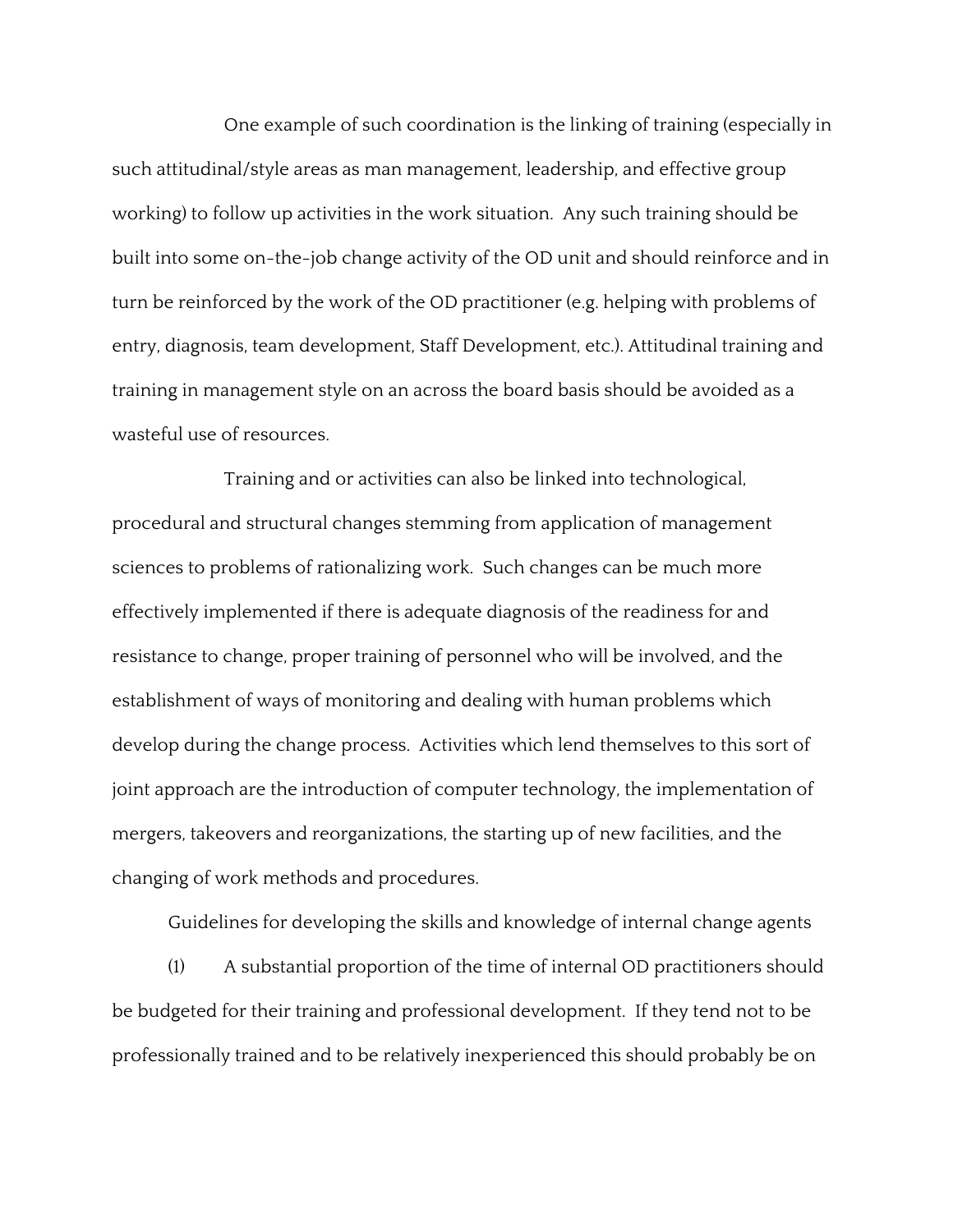One example of such coordination is the linking of training (especially in such attitudinal/style areas as man management, leadership, and effective group working) to follow up activities in the work situation. Any such training should be built into some on-the-job change activity of the OD unit and should reinforce and in turn be reinforced by the work of the OD practitioner (e.g. helping with problems of entry, diagnosis, team development, Staff Development, etc.). Attitudinal training and training in management style on an across the board basis should be avoided as a wasteful use of resources.

Training and or activities can also be linked into technological, procedural and structural changes stemming from application of management sciences to problems of rationalizing work. Such changes can be much more effectively implemented if there is adequate diagnosis of the readiness for and resistance to change, proper training of personnel who will be involved, and the establishment of ways of monitoring and dealing with human problems which develop during the change process. Activities which lend themselves to this sort of joint approach are the introduction of computer technology, the implementation of mergers, takeovers and reorganizations, the starting up of new facilities, and the changing of work methods and procedures.

Guidelines for developing the skills and knowledge of internal change agents

(1) A substantial proportion of the time of internal OD practitioners should be budgeted for their training and professional development. If they tend not to be professionally trained and to be relatively inexperienced this should probably be on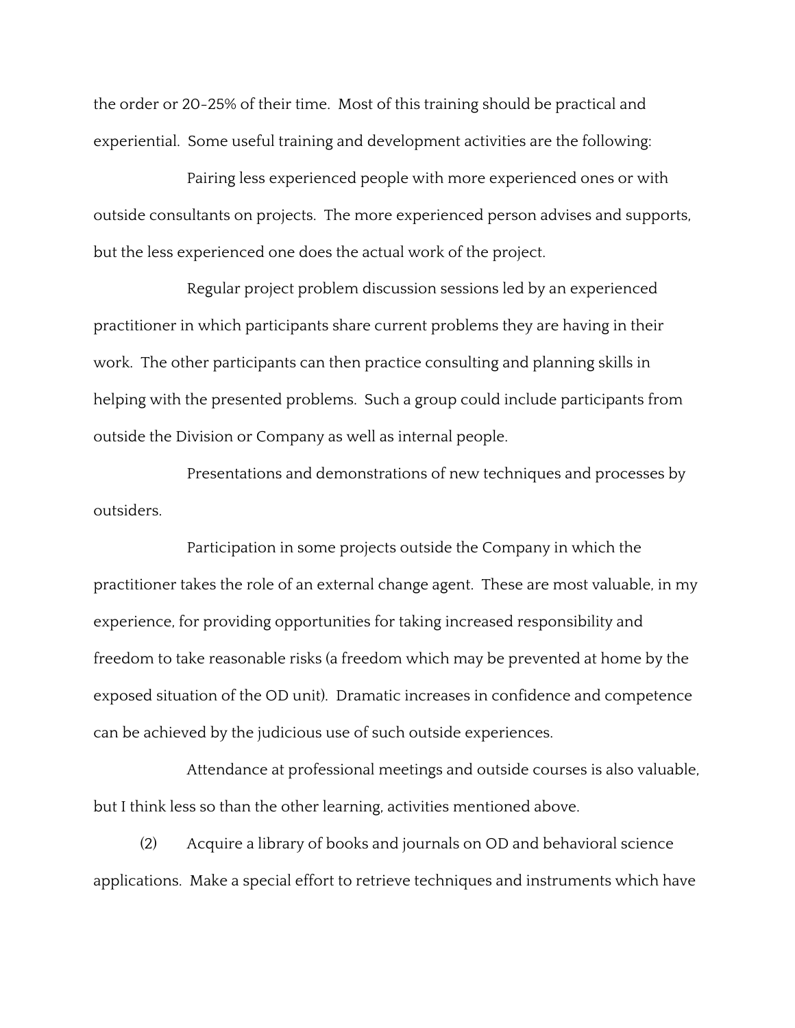the order or 20-25% of their time. Most of this training should be practical and experiential. Some useful training and development activities are the following:

Pairing less experienced people with more experienced ones or with outside consultants on projects. The more experienced person advises and supports, but the less experienced one does the actual work of the project.

Regular project problem discussion sessions led by an experienced practitioner in which participants share current problems they are having in their work. The other participants can then practice consulting and planning skills in helping with the presented problems. Such a group could include participants from outside the Division or Company as well as internal people.

Presentations and demonstrations of new techniques and processes by outsiders.

Participation in some projects outside the Company in which the practitioner takes the role of an external change agent. These are most valuable, in my experience, for providing opportunities for taking increased responsibility and freedom to take reasonable risks (a freedom which may be prevented at home by the exposed situation of the OD unit). Dramatic increases in confidence and competence can be achieved by the judicious use of such outside experiences.

Attendance at professional meetings and outside courses is also valuable, but I think less so than the other learning, activities mentioned above.

(2) Acquire a library of books and journals on OD and behavioral science applications. Make a special effort to retrieve techniques and instruments which have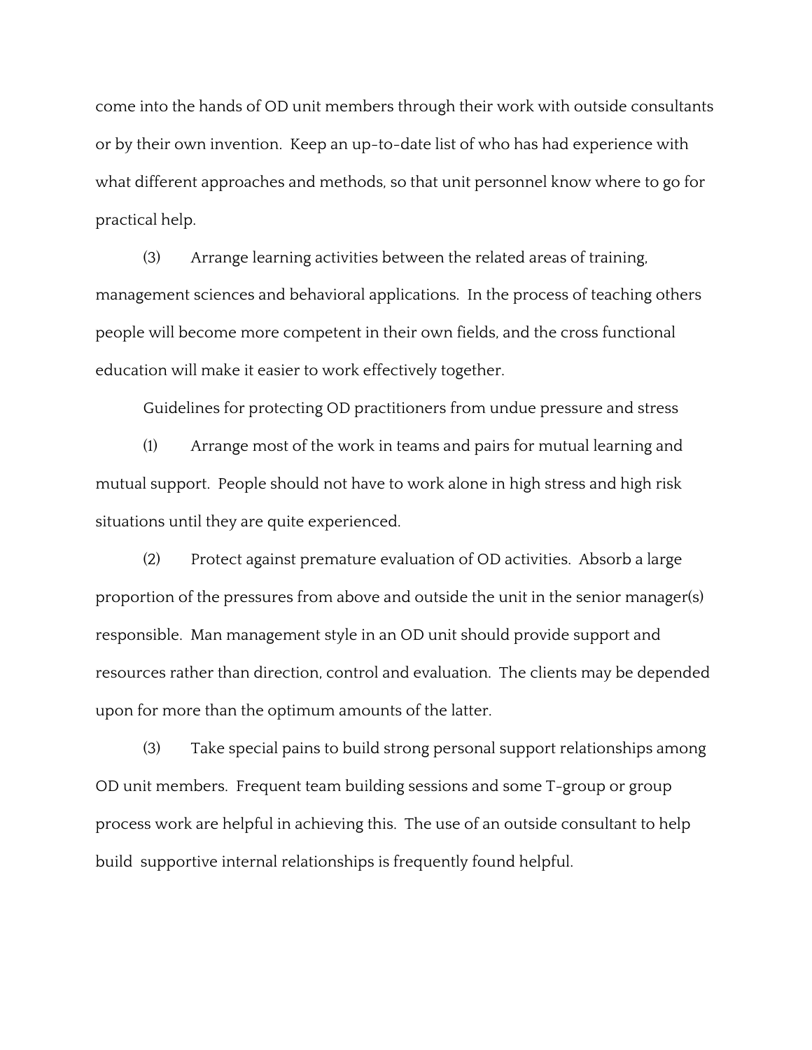come into the hands of OD unit members through their work with outside consultants or by their own invention. Keep an up-to-date list of who has had experience with what different approaches and methods, so that unit personnel know where to go for practical help.

(3) Arrange learning activities between the related areas of training, management sciences and behavioral applications. In the process of teaching others people will become more competent in their own fields, and the cross functional education will make it easier to work effectively together.

Guidelines for protecting OD practitioners from undue pressure and stress

(1) Arrange most of the work in teams and pairs for mutual learning and mutual support. People should not have to work alone in high stress and high risk situations until they are quite experienced.

(2) Protect against premature evaluation of OD activities. Absorb a large proportion of the pressures from above and outside the unit in the senior manager(s) responsible. Man management style in an OD unit should provide support and resources rather than direction, control and evaluation. The clients may be depended upon for more than the optimum amounts of the latter.

(3) Take special pains to build strong personal support relationships among OD unit members. Frequent team building sessions and some T-group or group process work are helpful in achieving this. The use of an outside consultant to help build supportive internal relationships is frequently found helpful.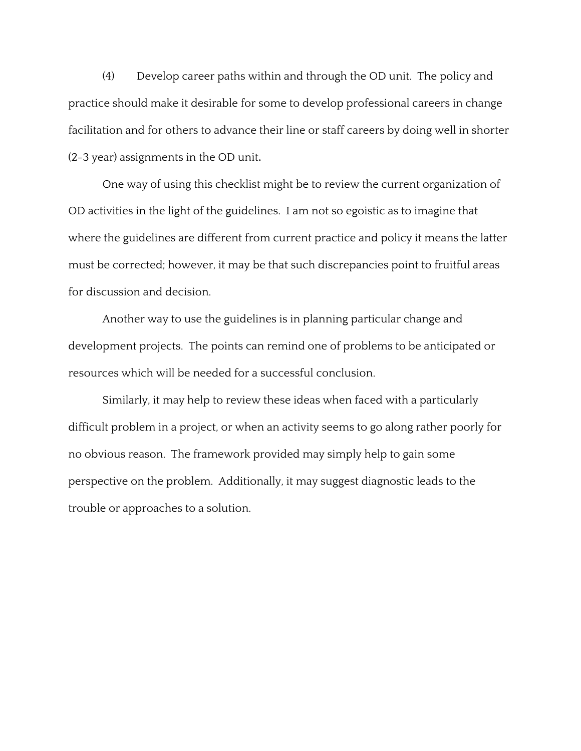(4) Develop career paths within and through the OD unit. The policy and practice should make it desirable for some to develop professional careers in change facilitation and for others to advance their line or staff careers by doing well in shorter (2-3 year) assignments in the OD unit.

One way of using this checklist might be to review the current organization of OD activities in the light of the guidelines. I am not so egoistic as to imagine that where the guidelines are different from current practice and policy it means the latter must be corrected; however, it may be that such discrepancies point to fruitful areas for discussion and decision.

Another way to use the guidelines is in planning particular change and development projects. The points can remind one of problems to be anticipated or resources which will be needed for a successful conclusion.

Similarly, it may help to review these ideas when faced with a particularly difficult problem in a project, or when an activity seems to go along rather poorly for no obvious reason. The framework provided may simply help to gain some perspective on the problem. Additionally, it may suggest diagnostic leads to the trouble or approaches to a solution.